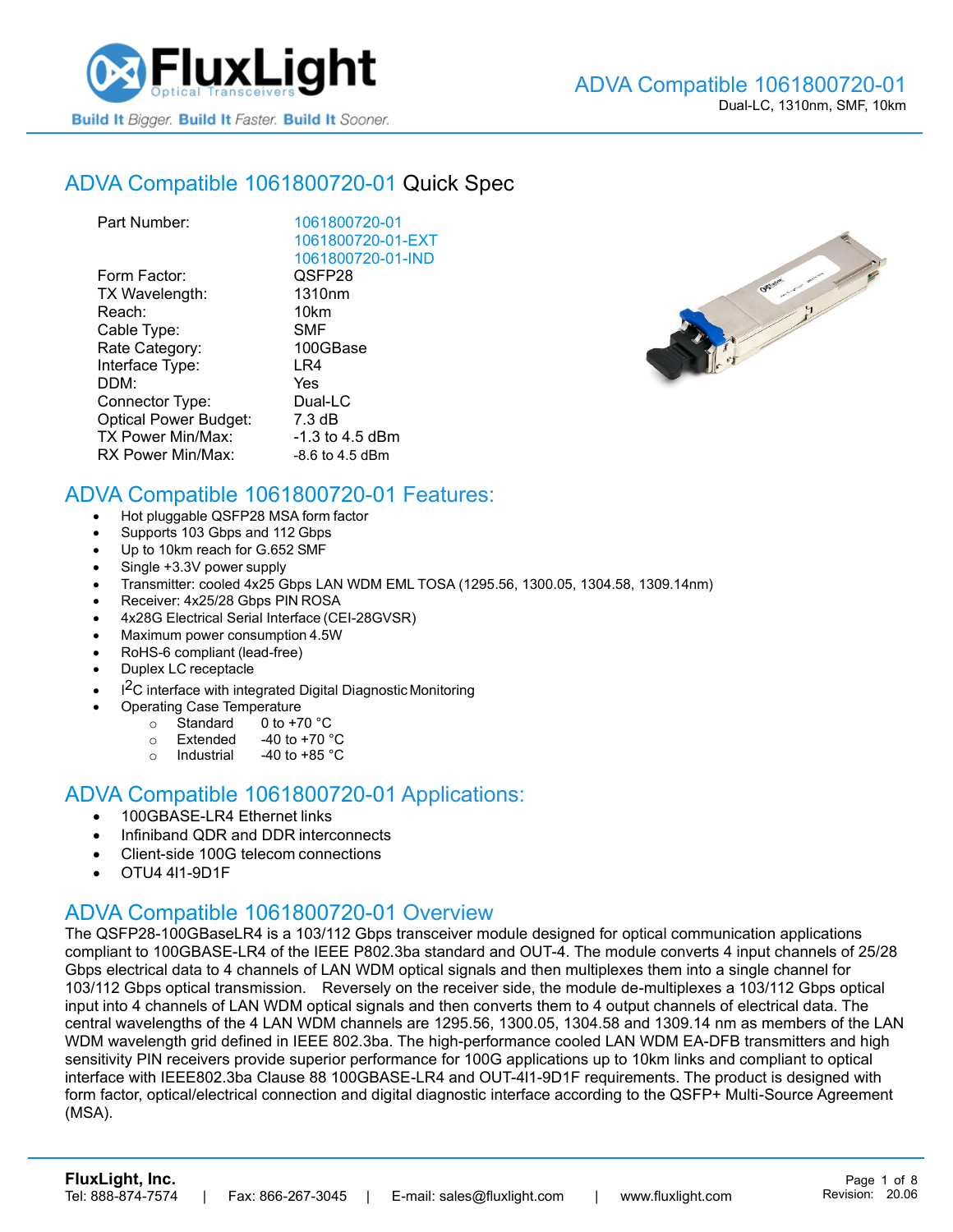# ADVA Compatible 1061800720-01

Dual-LC, 1310nm, SMF, 10km

## ADVA Compatible 1061800720-01 Quick Spec

| | |
|---|---|
| Part Number: | 1061800720-01<br>1061800720-01-EXT<br>1061800720-01-IND |
| Form Factor: | QSFP28 |
| TX Wavelength: | 1310nm |
| Reach: | 10km |
| Cable Type: | SMF |
| Rate Category: | 100GBase |
| Interface Type: | LR4 |
| DDM: | Yes |
| Connector Type: | Dual-LC |
| Optical Power Budget: | 7.3 dB |
| TX Power Min/Max: | -1.3 to 4.5 dBm |
| RX Power Min/Max: | -8.6 to 4.5 dBm |

## ADVA Compatible 1061800720-01 Features:

- Hot pluggable QSFP28 MSA form factor
- Supports 103 Gbps and 112 Gbps
- Up to 10km reach for G.652 SMF
- Single +3.3V power supply
- Transmitter: cooled 4x25 Gbps LAN WDM EML TOSA (1295.56, 1300.05, 1304.58, 1309.14nm)
- Receiver: 4x25/28 Gbps PIN ROSA
- 4x28G Electrical Serial Interface (CEI-28GVSR)
- Maximum power consumption 4.5W
- RoHS-6 compliant (lead-free)
- Duplex LC receptacle
- $I^2C$ interface with integrated Digital Diagnostic Monitoring
- Operating Case Temperature
  - Standard 0 to +70 °C
  - Extended -40 to +70 °C
  - Industrial -40 to +85 °C

## ADVA Compatible 1061800720-01 Applications:

- 100GBASE-LR4 Ethernet links
- Infiniband QDR and DDR interconnects
- Client-side 100G telecom connections
- OTU4 4I1-9D1F

## ADVA Compatible 1061800720-01 Overview

The QSFP28-100GBaseLR4 is a 103/112 Gbps transceiver module designed for optical communication applications compliant to 100GBASE-LR4 of the IEEE P802.3ba standard and OUT-4. The module converts 4 input channels of 25/28 Gbps electrical data to 4 channels of LAN WDM optical signals and then multiplexes them into a single channel for 103/112 Gbps optical transmission. Reversely on the receiver side, the module de-multiplexes a 103/112 Gbps optical input into 4 channels of LAN WDM optical signals and then converts them to 4 output channels of electrical data. The central wavelengths of the 4 LAN WDM channels are 1295.56, 1300.05, 1304.58 and 1309.14 nm as members of the LAN WDM wavelength grid defined in IEEE 802.3ba. The high-performance cooled LAN WDM EA-DFB transmitters and high sensitivity PIN receivers provide superior performance for 100G applications up to 10km links and compliant to optical interface with IEEE802.3ba Clause 88 100GBASE-LR4 and OUT-4I1-9D1F requirements. The product is designed with form factor, optical/electrical connection and digital diagnostic interface according to the QSFP+ Multi-Source Agreement (MSA).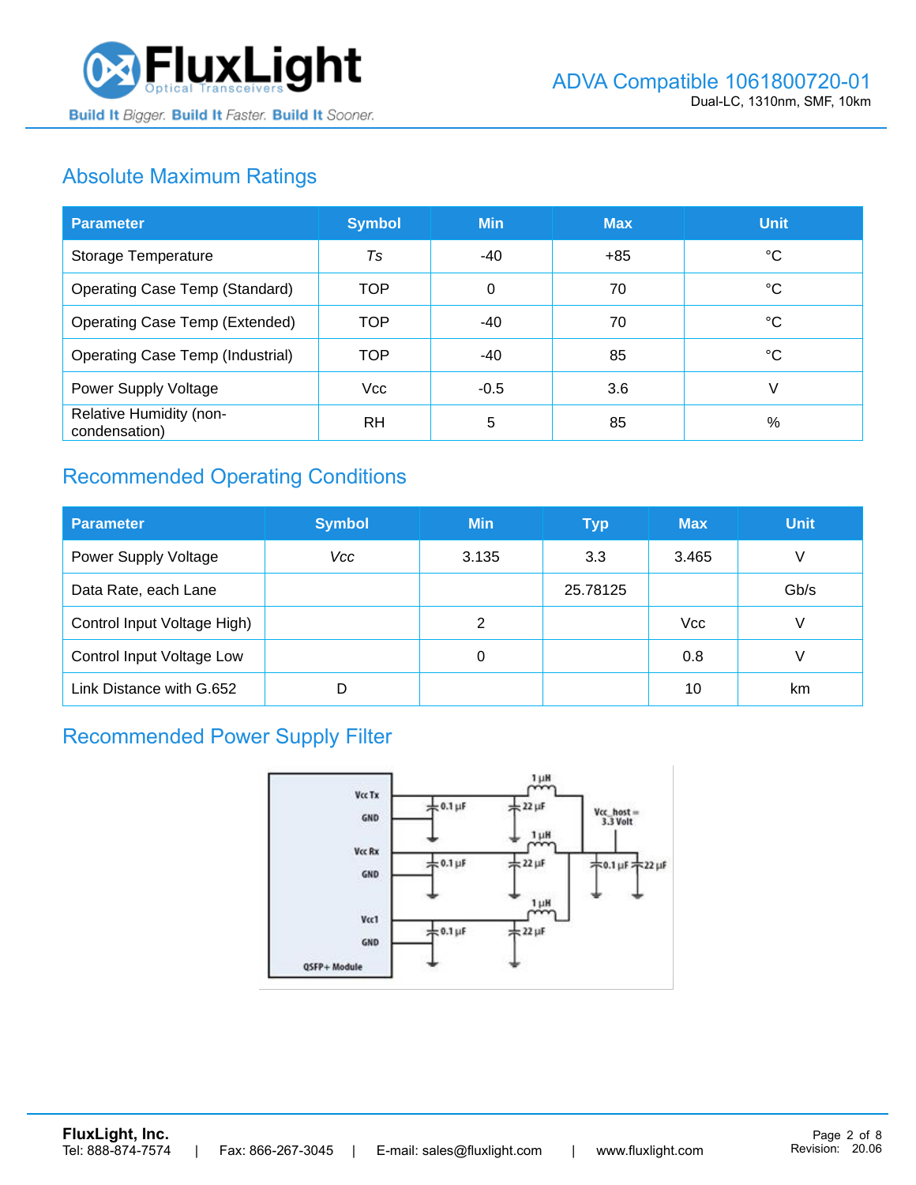## Absolute Maximum Ratings

| Parameter | Symbol | Min | Max | Unit |
|---|---|---|---|---|
| Storage Temperature | *Ts* | -40 | +85 | °C |
| Operating Case Temp (Standard) | TOP | 0 | 70 | °C |
| Operating Case Temp (Extended) | TOP | -40 | 70 | °C |
| Operating Case Temp (Industrial) | TOP | -40 | 85 | °C |
| Power Supply Voltage | Vcc | -0.5 | 3.6 | V |
| Relative Humidity (non-condensation) | RH | 5 | 85 | % |

## Recommended Operating Conditions

| Parameter | Symbol | Min | Typ | Max | Unit |
|---|---|---|---|---|---|
| Power Supply Voltage | *Vcc* | 3.135 | 3.3 | 3.465 | V |
| Data Rate, each Lane | | | 25.78125 | | Gb/s |
| Control Input Voltage High) | | 2 | | Vcc | V |
| Control Input Voltage Low | | 0 | | 0.8 | V |
| Link Distance with G.652 | D | | | 10 | km |

## Recommended Power Supply Filter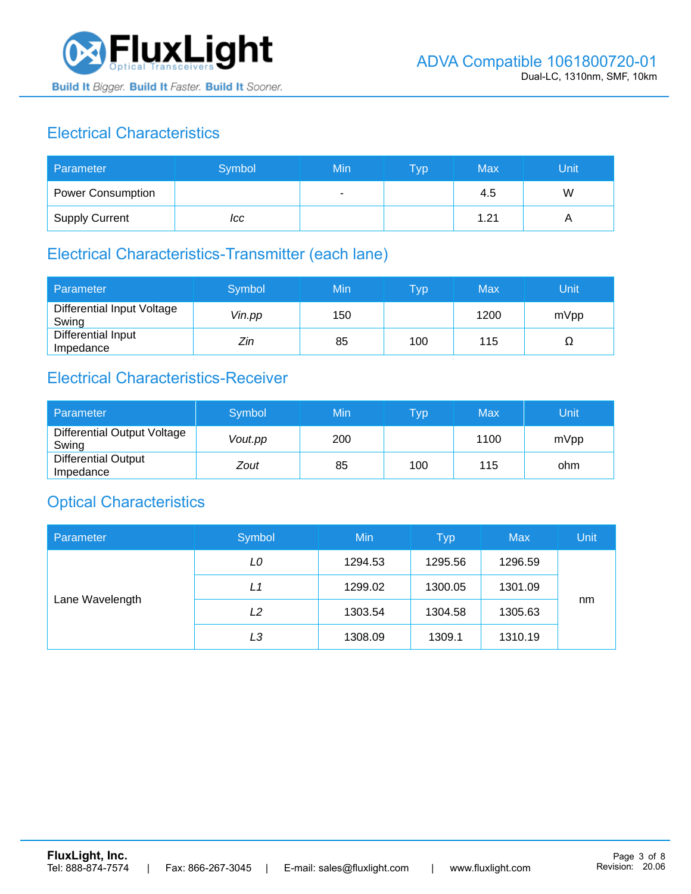## Electrical Characteristics

| Parameter | Symbol | Min | Typ | Max | Unit |
|---|---|---|---|---|---|
| Power Consumption | | - | | 4.5 | W |
| Supply Current | *Icc* | | | 1.21 | A |

## Electrical Characteristics-Transmitter (each lane)

| Parameter | Symbol | Min | Typ | Max | Unit |
|---|---|---|---|---|---|
| Differential Input Voltage Swing | *Vin.pp* | 150 | | 1200 | mVpp |
| Differential Input Impedance | *Zin* | 85 | 100 | 115 | Ω |

## Electrical Characteristics-Receiver

| Parameter | Symbol | Min | Typ | Max | Unit |
|---|---|---|---|---|---|
| Differential Output Voltage Swing | *Vout.pp* | 200 | | 1100 | mVpp |
| Differential Output Impedance | *Zout* | 85 | 100 | 115 | ohm |

## Optical Characteristics

| Parameter | Symbol | Min | Typ | Max | Unit |
|---|---|---|---|---|---|
| Lane Wavelength | *L0* | 1294.53 | 1295.56 | 1296.59 | nm |
| | *L1* | 1299.02 | 1300.05 | 1301.09 | |
| | *L2* | 1303.54 | 1304.58 | 1305.63 | |
| | *L3* | 1308.09 | 1309.1 | 1310.19 | |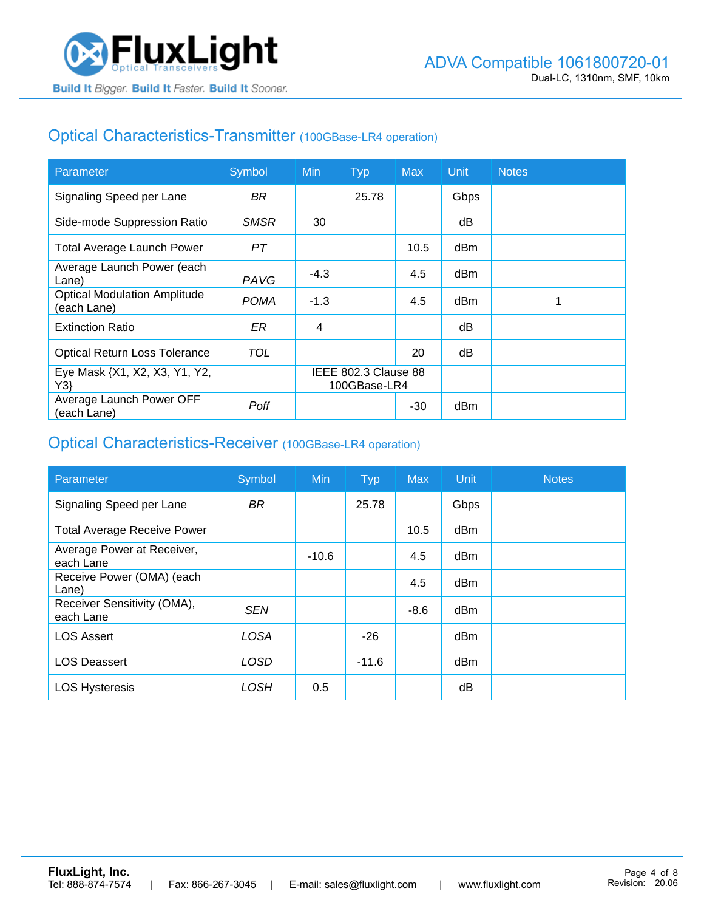## Optical Characteristics-Transmitter (100GBase-LR4 operation)

| Parameter | Symbol | Min | Typ | Max | Unit | Notes |
|---|---|---|---|---|---|---|
| Signaling Speed per Lane | *BR* | | 25.78 | | Gbps | |
| Side-mode Suppression Ratio | *SMSR* | 30 | | | dB | |
| Total Average Launch Power | *PT* | | | 10.5 | dBm | |
| Average Launch Power (each Lane) | *PAVG* | -4.3 | | 4.5 | dBm | |
| Optical Modulation Amplitude (each Lane) | *POMA* | -1.3 | | 4.5 | dBm | 1 |
| Extinction Ratio | *ER* | 4 | | | dB | |
| Optical Return Loss Tolerance | *TOL* | | | 20 | dB | |
| Eye Mask {X1, X2, X3, Y1, Y2, Y3} | | IEEE 802.3 Clause 88 100GBase-LR4 | | | | |
| Average Launch Power OFF (each Lane) | *Poff* | | | -30 | dBm | |

## Optical Characteristics-Receiver (100GBase-LR4 operation)

| Parameter | Symbol | Min | Typ | Max | Unit | Notes |
|---|---|---|---|---|---|---|
| Signaling Speed per Lane | *BR* | | 25.78 | | Gbps | |
| Total Average Receive Power | | | | 10.5 | dBm | |
| Average Power at Receiver, each Lane | | -10.6 | | 4.5 | dBm | |
| Receive Power (OMA) (each Lane) | | | | 4.5 | dBm | |
| Receiver Sensitivity (OMA), each Lane | *SEN* | | | -8.6 | dBm | |
| LOS Assert | *LOSA* | | -26 | | dBm | |
| LOS Deassert | *LOSD* | | -11.6 | | dBm | |
| LOS Hysteresis | *LOSH* | 0.5 | | | dB | |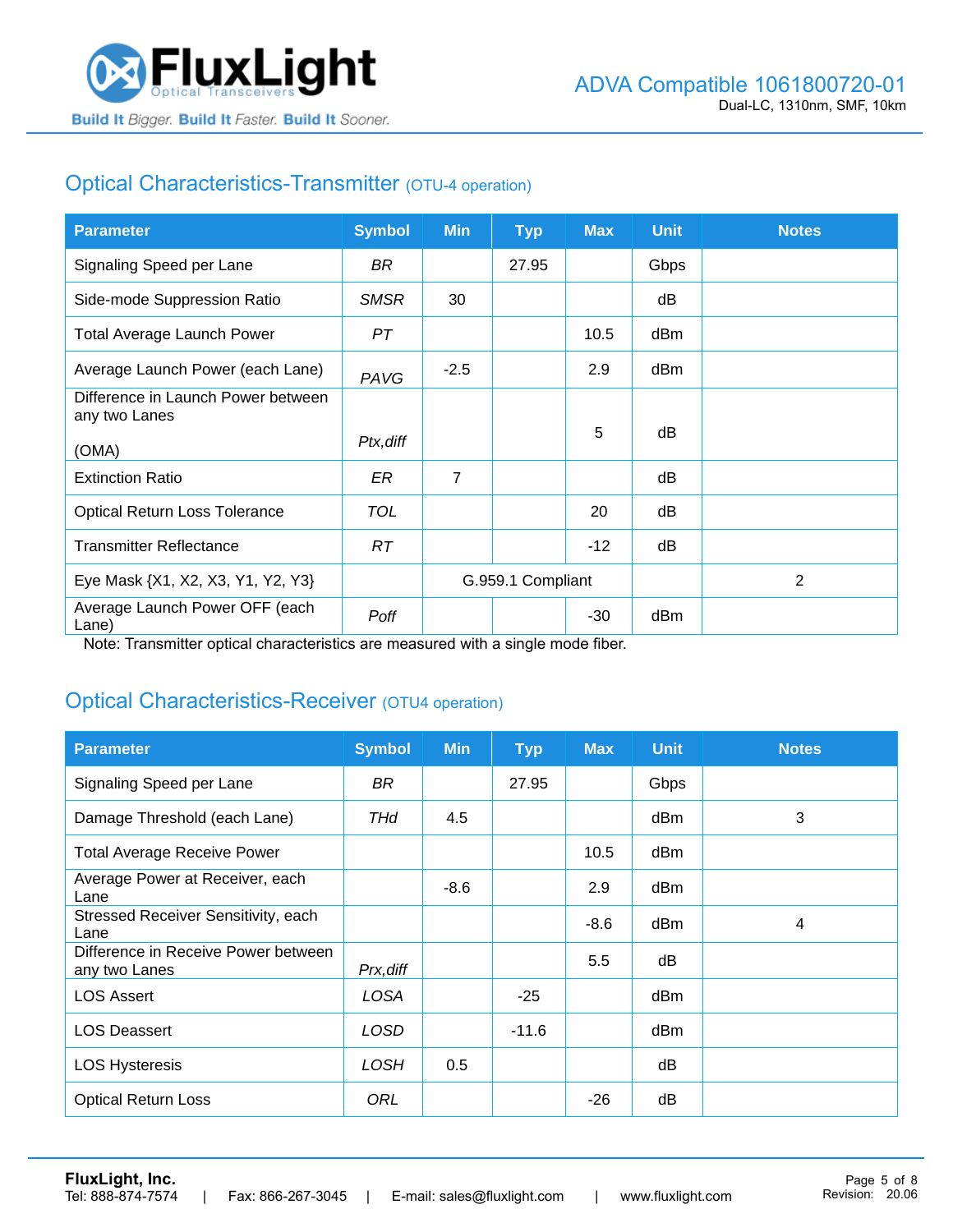## Optical Characteristics-Transmitter (OTU-4 operation)

| Parameter | Symbol | Min | Typ | Max | Unit | Notes |
|---|---|---|---|---|---|---|
| Signaling Speed per Lane | *BR* | | 27.95 | | Gbps | |
| Side-mode Suppression Ratio | *SMSR* | 30 | | | dB | |
| Total Average Launch Power | *PT* | | | 10.5 | dBm | |
| Average Launch Power (each Lane) | *PAVG* | -2.5 | | 2.9 | dBm | |
| Difference in Launch Power between any two Lanes (OMA) | *Ptx,diff* | | | 5 | dB | |
| Extinction Ratio | *ER* | 7 | | | dB | |
| Optical Return Loss Tolerance | *TOL* | | | 20 | dB | |
| Transmitter Reflectance | *RT* | | | -12 | dB | |
| Eye Mask {X1, X2, X3, Y1, Y2, Y3} | | G.959.1 Compliant | | | | 2 |
| Average Launch Power OFF (each Lane) | *Poff* | | | -30 | dBm | |

Note: Transmitter optical characteristics are measured with a single mode fiber.

## Optical Characteristics-Receiver (OTU4 operation)

| Parameter | Symbol | Min | Typ | Max | Unit | Notes |
|---|---|---|---|---|---|---|
| Signaling Speed per Lane | *BR* | | 27.95 | | Gbps | |
| Damage Threshold (each Lane) | *THd* | 4.5 | | | dBm | 3 |
| Total Average Receive Power | | | | 10.5 | dBm | |
| Average Power at Receiver, each Lane | | -8.6 | | 2.9 | dBm | |
| Stressed Receiver Sensitivity, each Lane | | | | -8.6 | dBm | 4 |
| Difference in Receive Power between any two Lanes | *Prx,diff* | | | 5.5 | dB | |
| LOS Assert | *LOSA* | | -25 | | dBm | |
| LOS Deassert | *LOSD* | | -11.6 | | dBm | |
| LOS Hysteresis | *LOSH* | 0.5 | | | dB | |
| Optical Return Loss | *ORL* | | | -26 | dB | |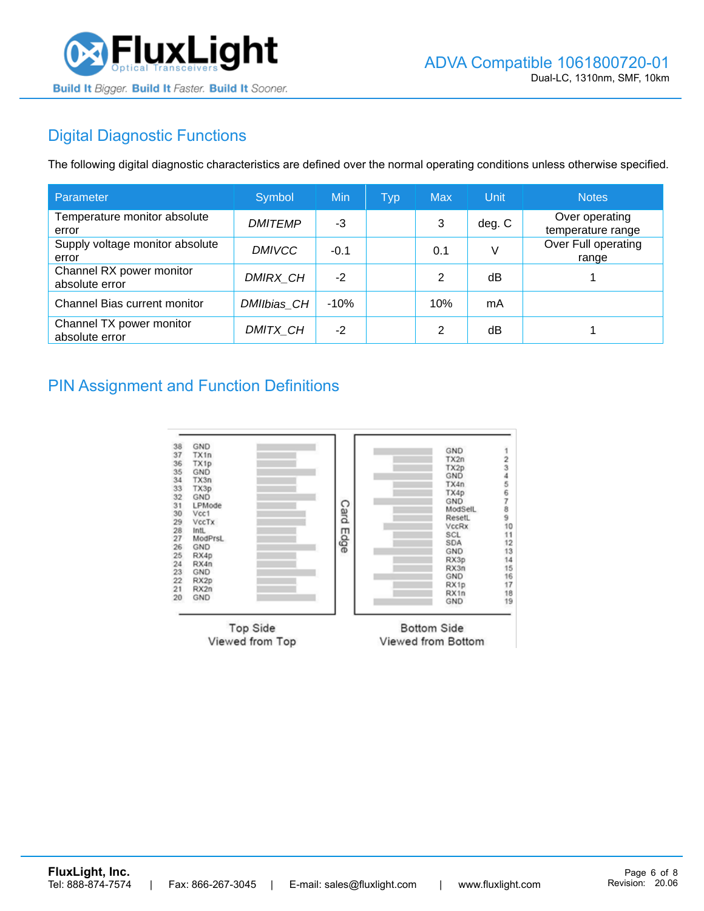## Digital Diagnostic Functions

The following digital diagnostic characteristics are defined over the normal operating conditions unless otherwise specified.

| Parameter | Symbol | Min | Typ | Max | Unit | Notes |
|---|---|---|---|---|---|---|
| Temperature monitor absolute error | *DMITEMP* | -3 | | 3 | deg. C | Over operating temperature range |
| Supply voltage monitor absolute error | *DMIVCC* | -0.1 | | 0.1 | V | Over Full operating range |
| Channel RX power monitor absolute error | *DMIRX_CH* | -2 | | 2 | dB | 1 |
| Channel Bias current monitor | *DMIIbias_CH* | -10% | | 10% | mA | |
| Channel TX power monitor absolute error | *DMITX_CH* | -2 | | 2 | dB | 1 |

## PIN Assignment and Function Definitions

| Top Side (Viewed from Top) Pin | Signal | Bottom Side (Viewed from Bottom) Pin | Signal |
|---|---|---|---|
| 38 | GND | 1 | GND |
| 37 | TX1n | 2 | TX2n |
| 36 | TX1p | 3 | TX2p |
| 35 | GND | 4 | GND |
| 34 | TX3n | 5 | TX4n |
| 33 | TX3p | 6 | TX4p |
| 32 | GND | 7 | GND |
| 31 | LPMode | 8 | ModSelL |
| 30 | Vcc1 | 9 | ResetL |
| 29 | VccTx | 10 | VccRx |
| 28 | IntL | 11 | SCL |
| 27 | ModPrsL | 12 | SDA |
| 26 | GND | 13 | GND |
| 25 | RX4p | 14 | RX3p |
| 24 | RX4n | 15 | RX3n |
| 23 | GND | 16 | GND |
| 22 | RX2p | 17 | RX1p |
| 21 | RX2n | 18 | RX1n |
| 20 | GND | 19 | GND |

Card Edge

Top Side
Viewed from Top

Bottom Side
Viewed from Bottom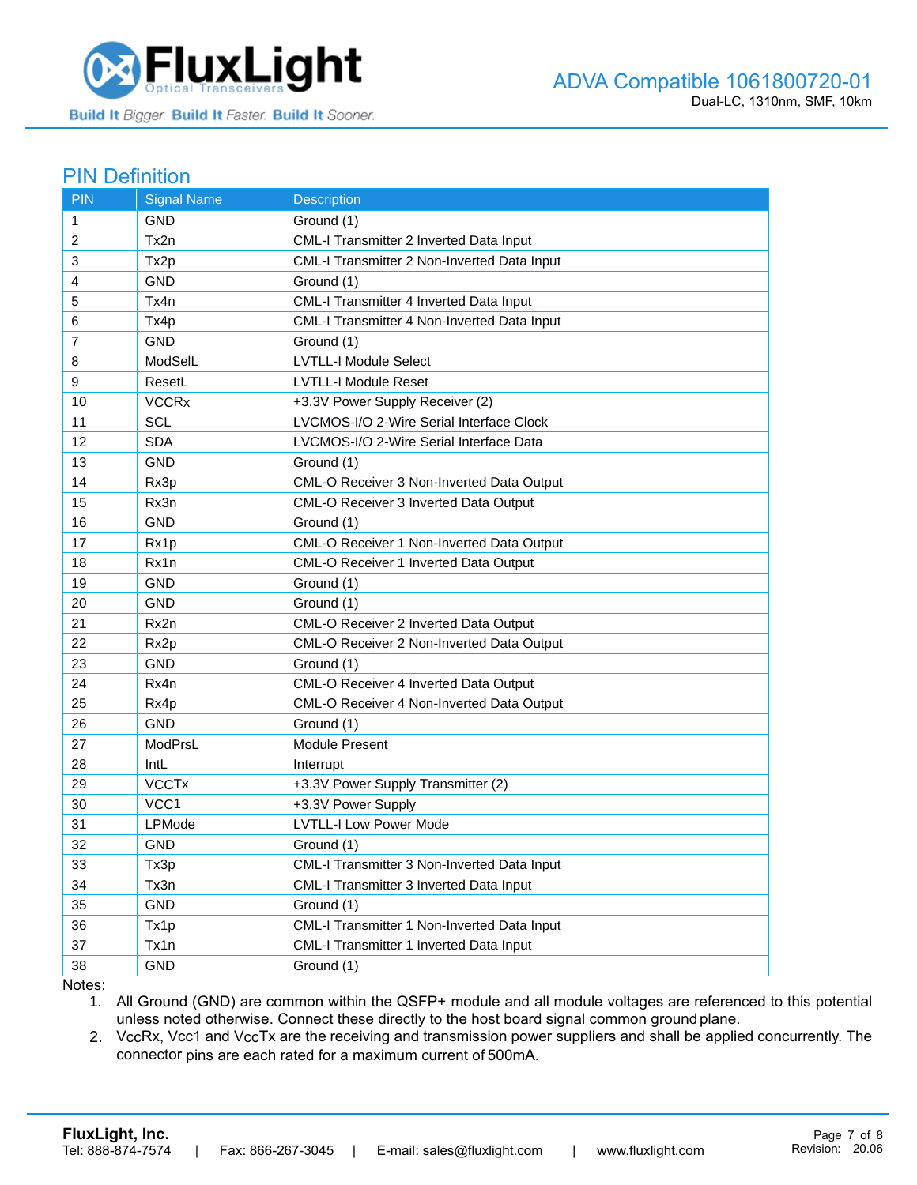## PIN Definition

| PIN | Signal Name | Description |
|---|---|---|
| 1 | GND | Ground (1) |
| 2 | Tx2n | CML-I Transmitter 2 Inverted Data Input |
| 3 | Tx2p | CML-I Transmitter 2 Non-Inverted Data Input |
| 4 | GND | Ground (1) |
| 5 | Tx4n | CML-I Transmitter 4 Inverted Data Input |
| 6 | Tx4p | CML-I Transmitter 4 Non-Inverted Data Input |
| 7 | GND | Ground (1) |
| 8 | ModSelL | LVTLL-I Module Select |
| 9 | ResetL | LVTLL-I Module Reset |
| 10 | VCCRx | +3.3V Power Supply Receiver (2) |
| 11 | SCL | LVCMOS-I/O 2-Wire Serial Interface Clock |
| 12 | SDA | LVCMOS-I/O 2-Wire Serial Interface Data |
| 13 | GND | Ground (1) |
| 14 | Rx3p | CML-O Receiver 3 Non-Inverted Data Output |
| 15 | Rx3n | CML-O Receiver 3 Inverted Data Output |
| 16 | GND | Ground (1) |
| 17 | Rx1p | CML-O Receiver 1 Non-Inverted Data Output |
| 18 | Rx1n | CML-O Receiver 1 Inverted Data Output |
| 19 | GND | Ground (1) |
| 20 | GND | Ground (1) |
| 21 | Rx2n | CML-O Receiver 2 Inverted Data Output |
| 22 | Rx2p | CML-O Receiver 2 Non-Inverted Data Output |
| 23 | GND | Ground (1) |
| 24 | Rx4n | CML-O Receiver 4 Inverted Data Output |
| 25 | Rx4p | CML-O Receiver 4 Non-Inverted Data Output |
| 26 | GND | Ground (1) |
| 27 | ModPrsL | Module Present |
| 28 | IntL | Interrupt |
| 29 | VCCTx | +3.3V Power Supply Transmitter (2) |
| 30 | VCC1 | +3.3V Power Supply |
| 31 | LPMode | LVTLL-I Low Power Mode |
| 32 | GND | Ground (1) |
| 33 | Tx3p | CML-I Transmitter 3 Non-Inverted Data Input |
| 34 | Tx3n | CML-I Transmitter 3 Inverted Data Input |
| 35 | GND | Ground (1) |
| 36 | Tx1p | CML-I Transmitter 1 Non-Inverted Data Input |
| 37 | Tx1n | CML-I Transmitter 1 Inverted Data Input |
| 38 | GND | Ground (1) |

Notes:

1. All Ground (GND) are common within the QSFP+ module and all module voltages are referenced to this potential unless noted otherwise. Connect these directly to the host board signal common ground plane.
2. VccRx, Vcc1 and VccTx are the receiving and transmission power suppliers and shall be applied concurrently. The connector pins are each rated for a maximum current of 500mA.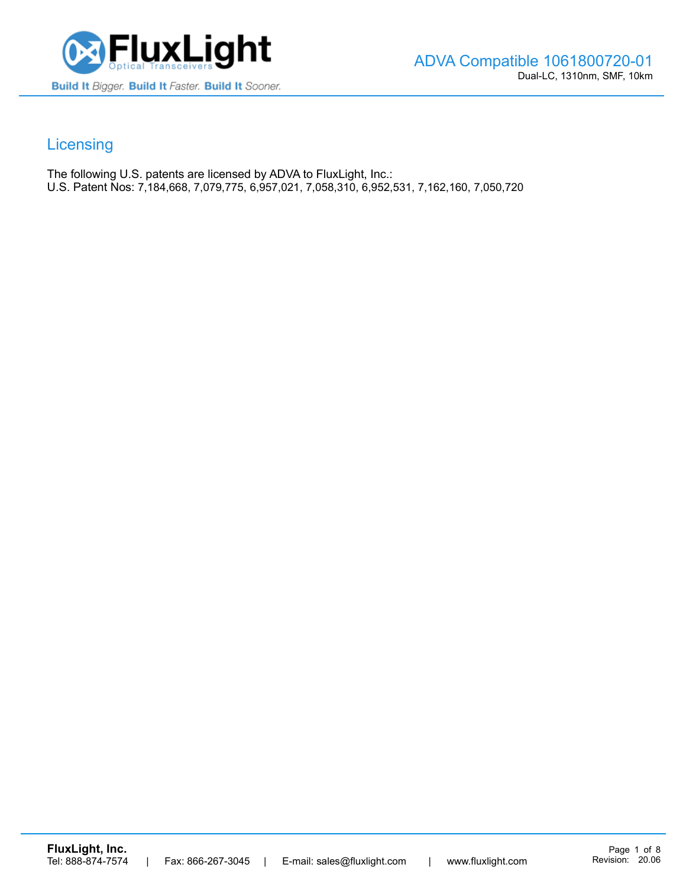## Licensing

The following U.S. patents are licensed by ADVA to FluxLight, Inc.:
U.S. Patent Nos: 7,184,668, 7,079,775, 6,957,021, 7,058,310, 6,952,531, 7,162,160, 7,050,720